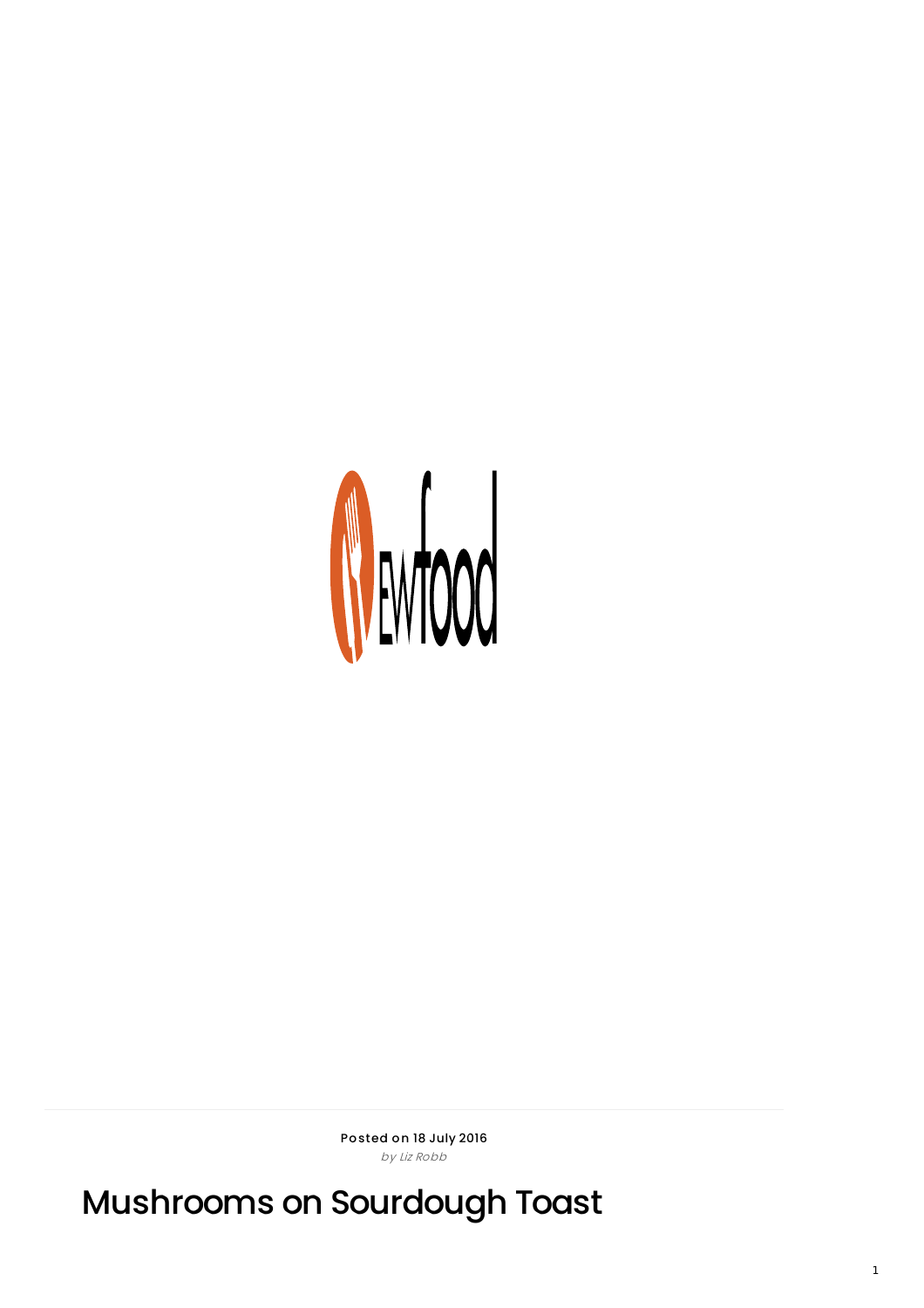Posted on 18 July 2016

*by Liz Robb*

# Mushrooms on Sourdough Toast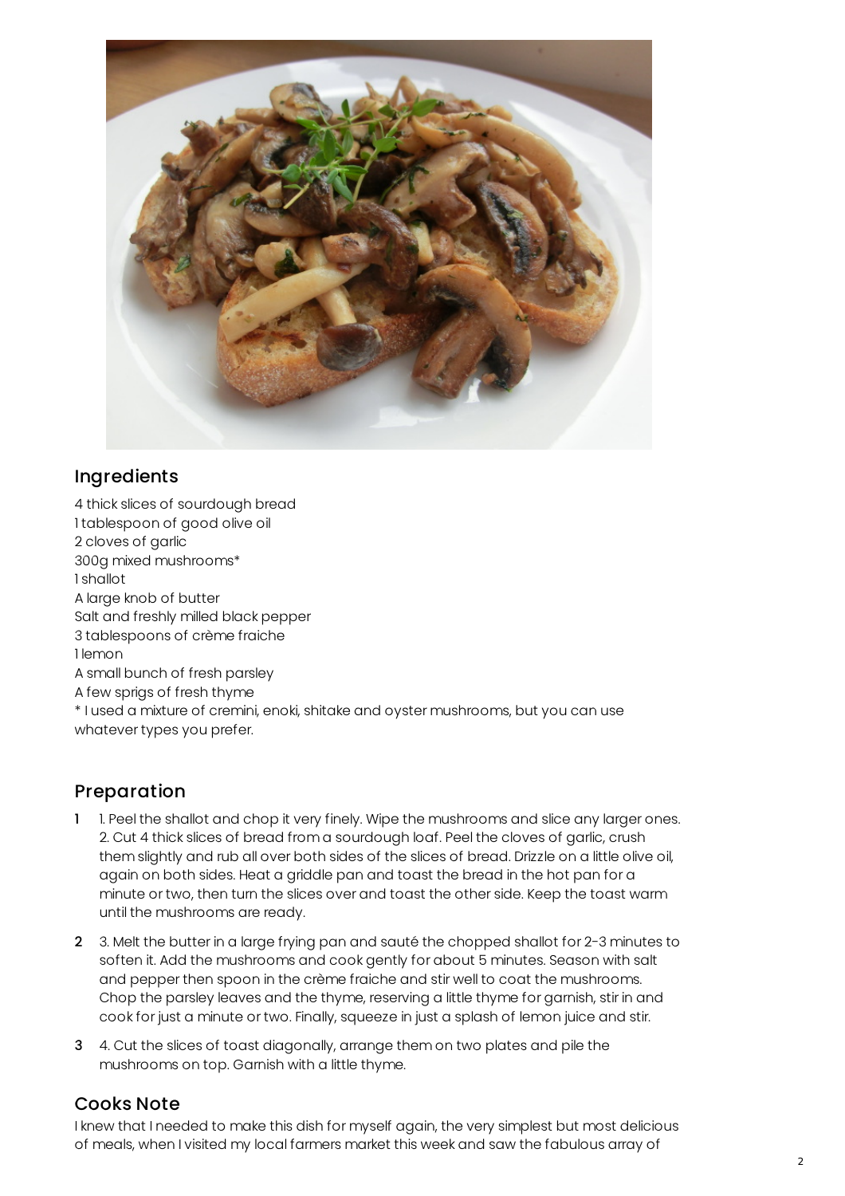## Ingredients

4 thick slices of sourdough bread
1 tablespoon of good olive oil
2 cloves of garlic
300g mixed mushrooms*
1 shallot
A large knob of butter
Salt and freshly milled black pepper
3 tablespoons of crème fraiche
1 lemon
A small bunch of fresh parsley
A few sprigs of fresh thyme
* I used a mixture of cremini, enoki, shitake and oyster mushrooms, but you can use whatever types you prefer.

## Preparation

1. 1. Peel the shallot and chop it very finely. Wipe the mushrooms and slice any larger ones. 2. Cut 4 thick slices of bread from a sourdough loaf. Peel the cloves of garlic, crush them slightly and rub all over both sides of the slices of bread. Drizzle on a little olive oil, again on both sides. Heat a griddle pan and toast the bread in the hot pan for a minute or two, then turn the slices over and toast the other side. Keep the toast warm until the mushrooms are ready.
2. 3. Melt the butter in a large frying pan and sauté the chopped shallot for 2-3 minutes to soften it. Add the mushrooms and cook gently for about 5 minutes. Season with salt and pepper then spoon in the crème fraiche and stir well to coat the mushrooms. Chop the parsley leaves and the thyme, reserving a little thyme for garnish, stir in and cook for just a minute or two. Finally, squeeze in just a splash of lemon juice and stir.
3. 4. Cut the slices of toast diagonally, arrange them on two plates and pile the mushrooms on top. Garnish with a little thyme.

## Cooks Note

I knew that I needed to make this dish for myself again, the very simplest but most delicious of meals, when I visited my local farmers market this week and saw the fabulous array of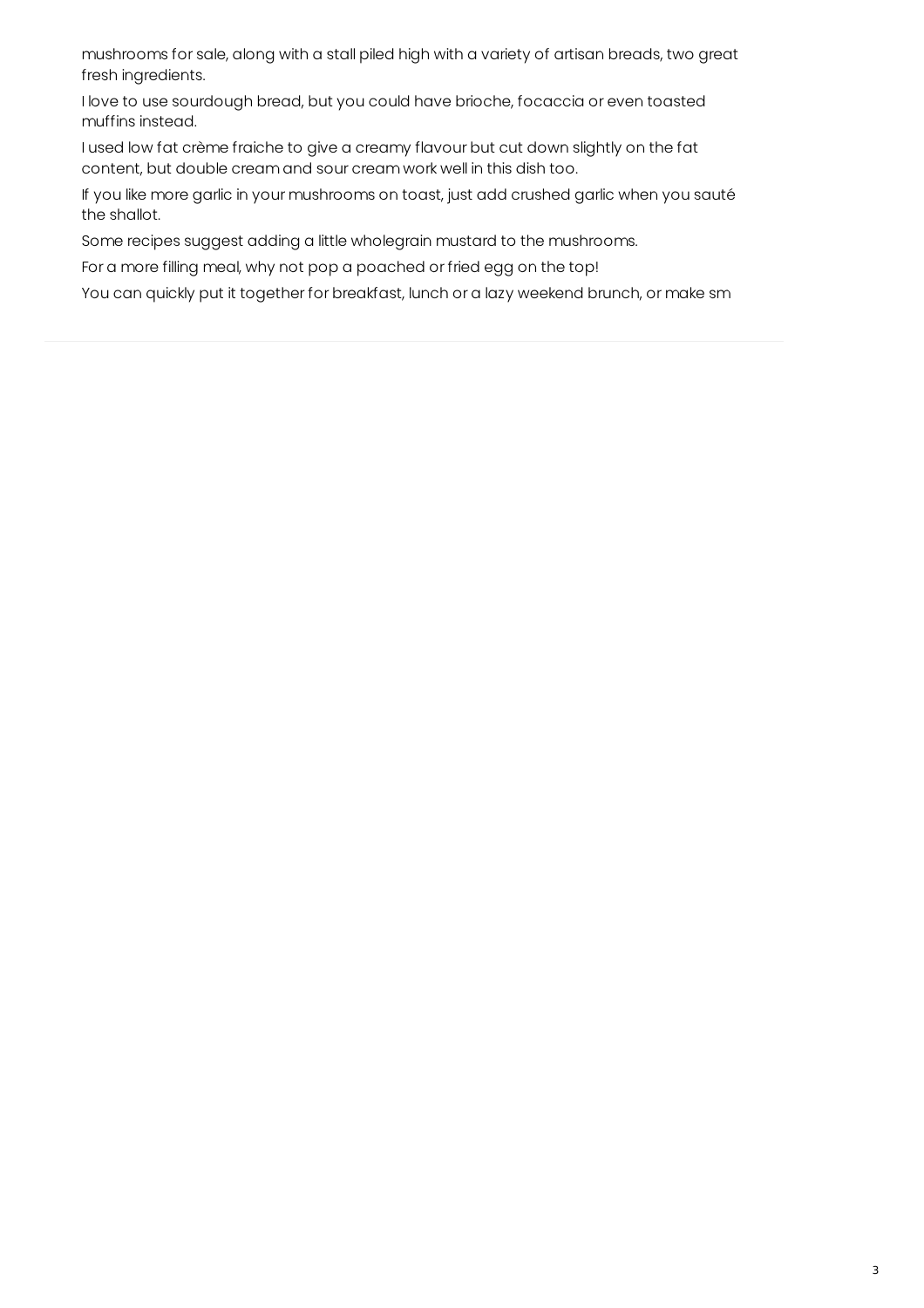mushrooms for sale, along with a stall piled high with a variety of artisan breads, two great fresh ingredients.

I love to use sourdough bread, but you could have brioche, focaccia or even toasted muffins instead.

I used low fat crème fraiche to give a creamy flavour but cut down slightly on the fat content, but double cream and sour cream work well in this dish too.

If you like more garlic in your mushrooms on toast, just add crushed garlic when you sauté the shallot.

Some recipes suggest adding a little wholegrain mustard to the mushrooms.

For a more filling meal, why not pop a poached or fried egg on the top!

You can quickly put it together for breakfast, lunch or a lazy weekend brunch, or make sm